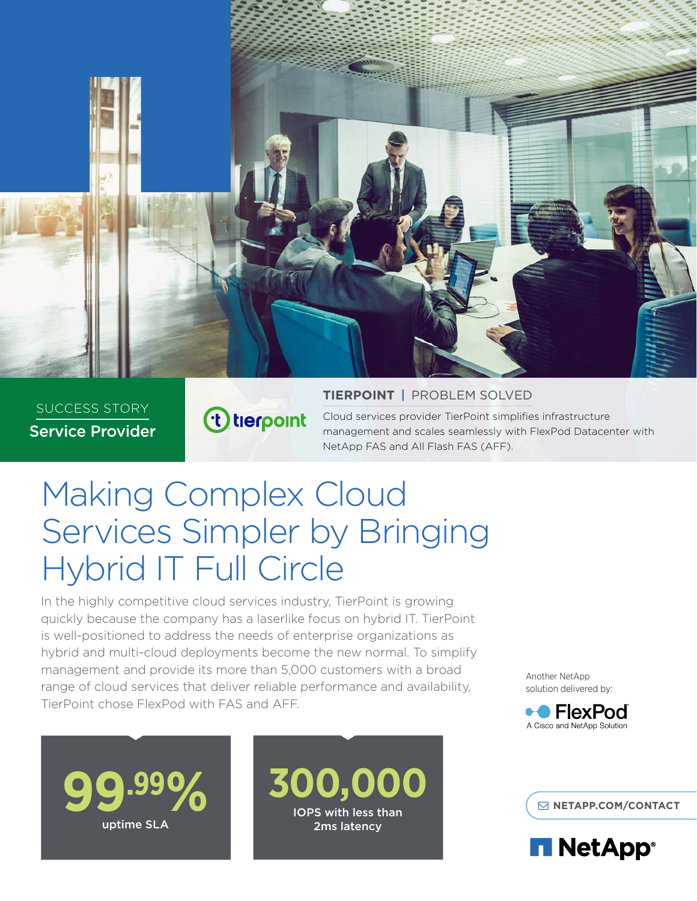SUCCESS STORY

**Service Provider**

tierpoint

**TIERPOINT** | PROBLEM SOLVED

Cloud services provider TierPoint simplifies infrastructure management and scales seamlessly with FlexPod Datacenter with NetApp FAS and All Flash FAS (AFF).

# Making Complex Cloud Services Simpler by Bringing Hybrid IT Full Circle

In the highly competitive cloud services industry, TierPoint is growing quickly because the company has a laserlike focus on hybrid IT. TierPoint is well-positioned to address the needs of enterprise organizations as hybrid and multi-cloud deployments become the new normal. To simplify management and provide its more than 5,000 customers with a broad range of cloud services that deliver reliable performance and availability, TierPoint chose FlexPod with FAS and AFF.

**99.99%**
uptime SLA

**300,000**
IOPS with less than 2ms latency

Another NetApp solution delivered by:

FlexPod
A Cisco and NetApp Solution

NETAPP.COM/CONTACT

NetApp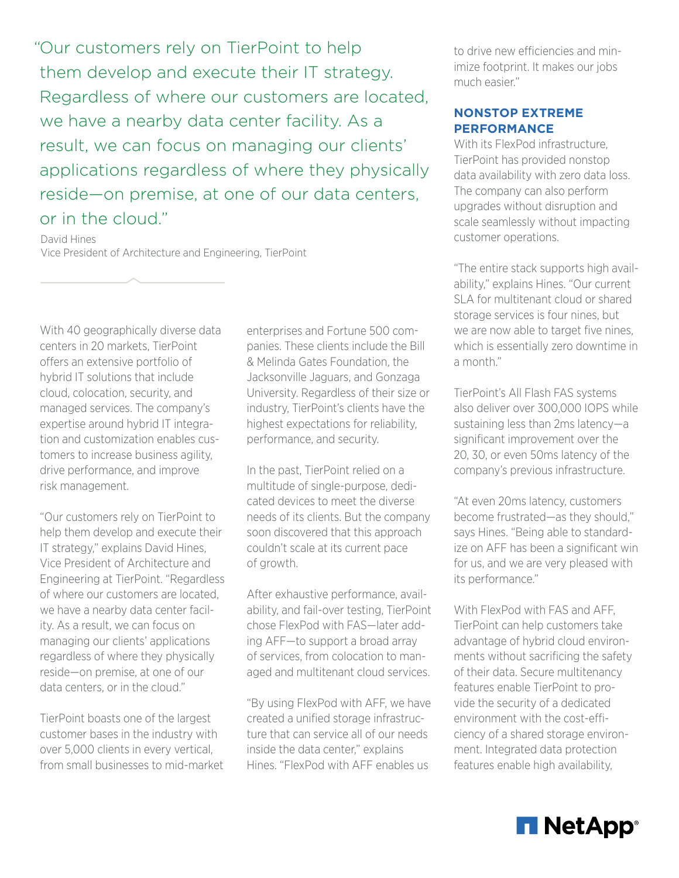> "Our customers rely on TierPoint to help them develop and execute their IT strategy. Regardless of where our customers are located, we have a nearby data center facility. As a result, we can focus on managing our clients' applications regardless of where they physically reside—on premise, at one of our data centers, or in the cloud."
>
> David Hines
> Vice President of Architecture and Engineering, TierPoint

With 40 geographically diverse data centers in 20 markets, TierPoint offers an extensive portfolio of hybrid IT solutions that include cloud, colocation, security, and managed services. The company's expertise around hybrid IT integration and customization enables customers to increase business agility, drive performance, and improve risk management.

"Our customers rely on TierPoint to help them develop and execute their IT strategy," explains David Hines, Vice President of Architecture and Engineering at TierPoint. "Regardless of where our customers are located, we have a nearby data center facility. As a result, we can focus on managing our clients' applications regardless of where they physically reside—on premise, at one of our data centers, or in the cloud."

TierPoint boasts one of the largest customer bases in the industry with over 5,000 clients in every vertical, from small businesses to mid-market enterprises and Fortune 500 companies. These clients include the Bill & Melinda Gates Foundation, the Jacksonville Jaguars, and Gonzaga University. Regardless of their size or industry, TierPoint's clients have the highest expectations for reliability, performance, and security.

In the past, TierPoint relied on a multitude of single-purpose, dedicated devices to meet the diverse needs of its clients. But the company soon discovered that this approach couldn't scale at its current pace of growth.

After exhaustive performance, availability, and fail-over testing, TierPoint chose FlexPod with FAS—later adding AFF—to support a broad array of services, from colocation to managed and multitenant cloud services.

"By using FlexPod with AFF, we have created a unified storage infrastructure that can service all of our needs inside the data center," explains Hines. "FlexPod with AFF enables us to drive new efficiencies and minimize footprint. It makes our jobs much easier."

## NONSTOP EXTREME PERFORMANCE

With its FlexPod infrastructure, TierPoint has provided nonstop data availability with zero data loss. The company can also perform upgrades without disruption and scale seamlessly without impacting customer operations.

"The entire stack supports high availability," explains Hines. "Our current SLA for multitenant cloud or shared storage services is four nines, but we are now able to target five nines, which is essentially zero downtime in a month."

TierPoint's All Flash FAS systems also deliver over 300,000 IOPS while sustaining less than 2ms latency—a significant improvement over the 20, 30, or even 50ms latency of the company's previous infrastructure.

"At even 20ms latency, customers become frustrated—as they should," says Hines. "Being able to standardize on AFF has been a significant win for us, and we are very pleased with its performance."

With FlexPod with FAS and AFF, TierPoint can help customers take advantage of hybrid cloud environments without sacrificing the safety of their data. Secure multitenancy features enable TierPoint to provide the security of a dedicated environment with the cost-efficiency of a shared storage environment. Integrated data protection features enable high availability,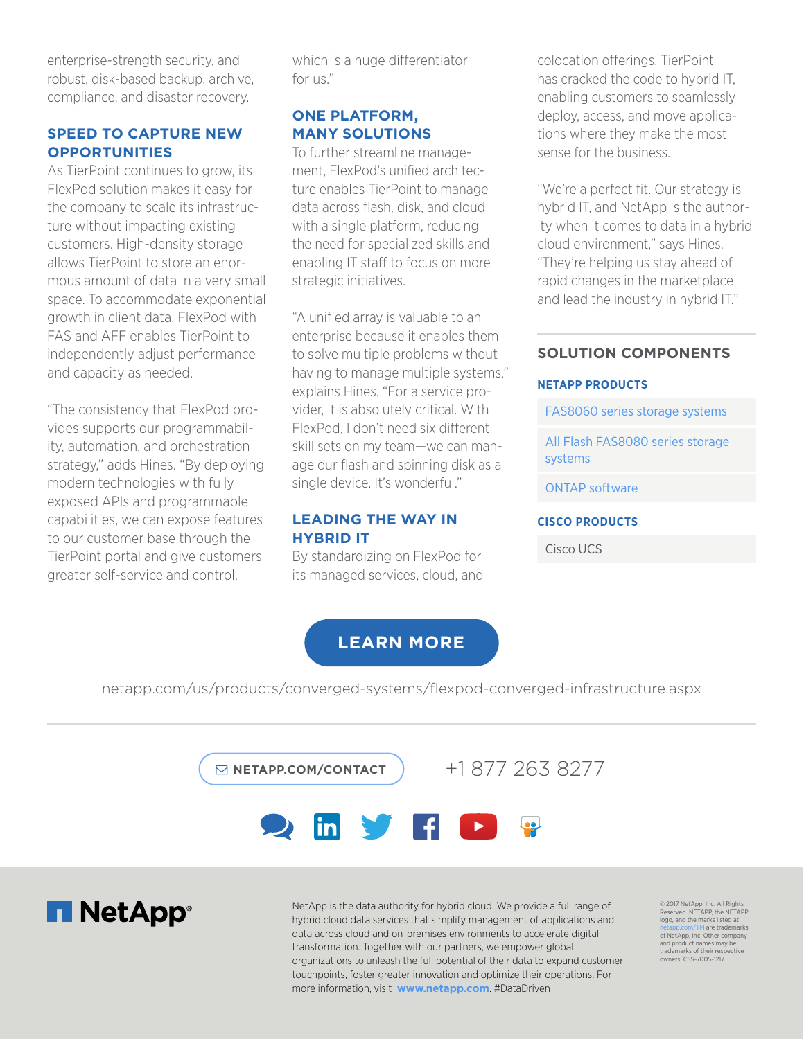enterprise-strength security, and robust, disk-based backup, archive, compliance, and disaster recovery.

## SPEED TO CAPTURE NEW OPPORTUNITIES

As TierPoint continues to grow, its FlexPod solution makes it easy for the company to scale its infrastructure without impacting existing customers. High-density storage allows TierPoint to store an enormous amount of data in a very small space. To accommodate exponential growth in client data, FlexPod with FAS and AFF enables TierPoint to independently adjust performance and capacity as needed.

"The consistency that FlexPod provides supports our programmability, automation, and orchestration strategy," adds Hines. "By deploying modern technologies with fully exposed APIs and programmable capabilities, we can expose features to our customer base through the TierPoint portal and give customers greater self-service and control, which is a huge differentiator for us."

## ONE PLATFORM, MANY SOLUTIONS

To further streamline management, FlexPod's unified architecture enables TierPoint to manage data across flash, disk, and cloud with a single platform, reducing the need for specialized skills and enabling IT staff to focus on more strategic initiatives.

"A unified array is valuable to an enterprise because it enables them to solve multiple problems without having to manage multiple systems," explains Hines. "For a service provider, it is absolutely critical. With FlexPod, I don't need six different skill sets on my team—we can manage our flash and spinning disk as a single device. It's wonderful."

## LEADING THE WAY IN HYBRID IT

By standardizing on FlexPod for its managed services, cloud, and colocation offerings, TierPoint has cracked the code to hybrid IT, enabling customers to seamlessly deploy, access, and move applications where they make the most sense for the business.

"We're a perfect fit. Our strategy is hybrid IT, and NetApp is the authority when it comes to data in a hybrid cloud environment," says Hines. "They're helping us stay ahead of rapid changes in the marketplace and lead the industry in hybrid IT."

## SOLUTION COMPONENTS

### NETAPP PRODUCTS

- FAS8060 series storage systems
- All Flash FAS8080 series storage systems
- ONTAP software

### CISCO PRODUCTS

- Cisco UCS

**LEARN MORE**

netapp.com/us/products/converged-systems/flexpod-converged-infrastructure.aspx

NETAPP.COM/CONTACT

+1 877 263 8277

NetApp

NetApp is the data authority for hybrid cloud. We provide a full range of hybrid cloud data services that simplify management of applications and data across cloud and on-premises environments to accelerate digital transformation. Together with our partners, we empower global organizations to unleash the full potential of their data to expand customer touchpoints, foster greater innovation and optimize their operations. For more information, visit **www.netapp.com**. #DataDriven

© 2017 NetApp, Inc. All Rights Reserved. NETAPP, the NETAPP logo, and the marks listed at netapp.com/TM are trademarks of NetApp, Inc. Other company and product names may be trademarks of their respective owners. CSS-7005-1217